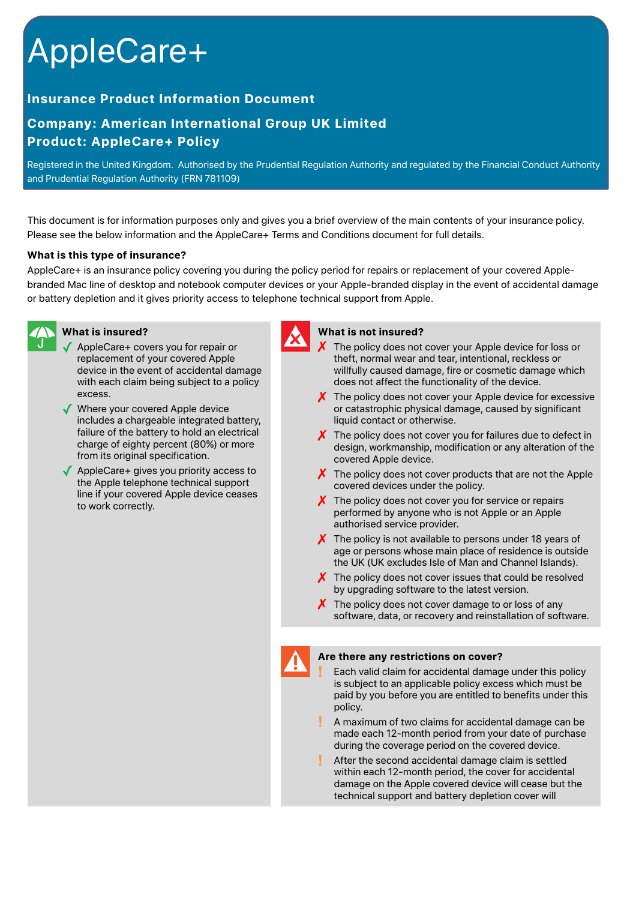# AppleCare+

## Insurance Product Information Document

**Company: American International Group UK Limited**
**Product: AppleCare+ Policy**

Registered in the United Kingdom. Authorised by the Prudential Regulation Authority and regulated by the Financial Conduct Authority and Prudential Regulation Authority (FRN 781109)

This document is for information purposes only and gives you a brief overview of the main contents of your insurance policy. Please see the below information and the AppleCare+ Terms and Conditions document for full details.

**What is this type of insurance?**

AppleCare+ is an insurance policy covering you during the policy period for repairs or replacement of your covered Apple-branded Mac line of desktop and notebook computer devices or your Apple-branded display in the event of accidental damage or battery depletion and it gives priority access to telephone technical support from Apple.

### What is insured?

- ✓ AppleCare+ covers you for repair or replacement of your covered Apple device in the event of accidental damage with each claim being subject to a policy excess.
- ✓ Where your covered Apple device includes a chargeable integrated battery, failure of the battery to hold an electrical charge of eighty percent (80%) or more from its original specification.
- ✓ AppleCare+ gives you priority access to the Apple telephone technical support line if your covered Apple device ceases to work correctly.

### What is not insured?

- ✗ The policy does not cover your Apple device for loss or theft, normal wear and tear, intentional, reckless or willfully caused damage, fire or cosmetic damage which does not affect the functionality of the device.
- ✗ The policy does not cover your Apple device for excessive or catastrophic physical damage, caused by significant liquid contact or otherwise.
- ✗ The policy does not cover you for failures due to defect in design, workmanship, modification or any alteration of the covered Apple device.
- ✗ The policy does not cover products that are not the Apple covered devices under the policy.
- ✗ The policy does not cover you for service or repairs performed by anyone who is not Apple or an Apple authorised service provider.
- ✗ The policy is not available to persons under 18 years of age or persons whose main place of residence is outside the UK (UK excludes Isle of Man and Channel Islands).
- ✗ The policy does not cover issues that could be resolved by upgrading software to the latest version.
- ✗ The policy does not cover damage to or loss of any software, data, or recovery and reinstallation of software.

### Are there any restrictions on cover?

- ! Each valid claim for accidental damage under this policy is subject to an applicable policy excess which must be paid by you before you are entitled to benefits under this policy.
- ! A maximum of two claims for accidental damage can be made each 12-month period from your date of purchase during the coverage period on the covered device.
- ! After the second accidental damage claim is settled within each 12-month period, the cover for accidental damage on the Apple covered device will cease but the technical support and battery depletion cover will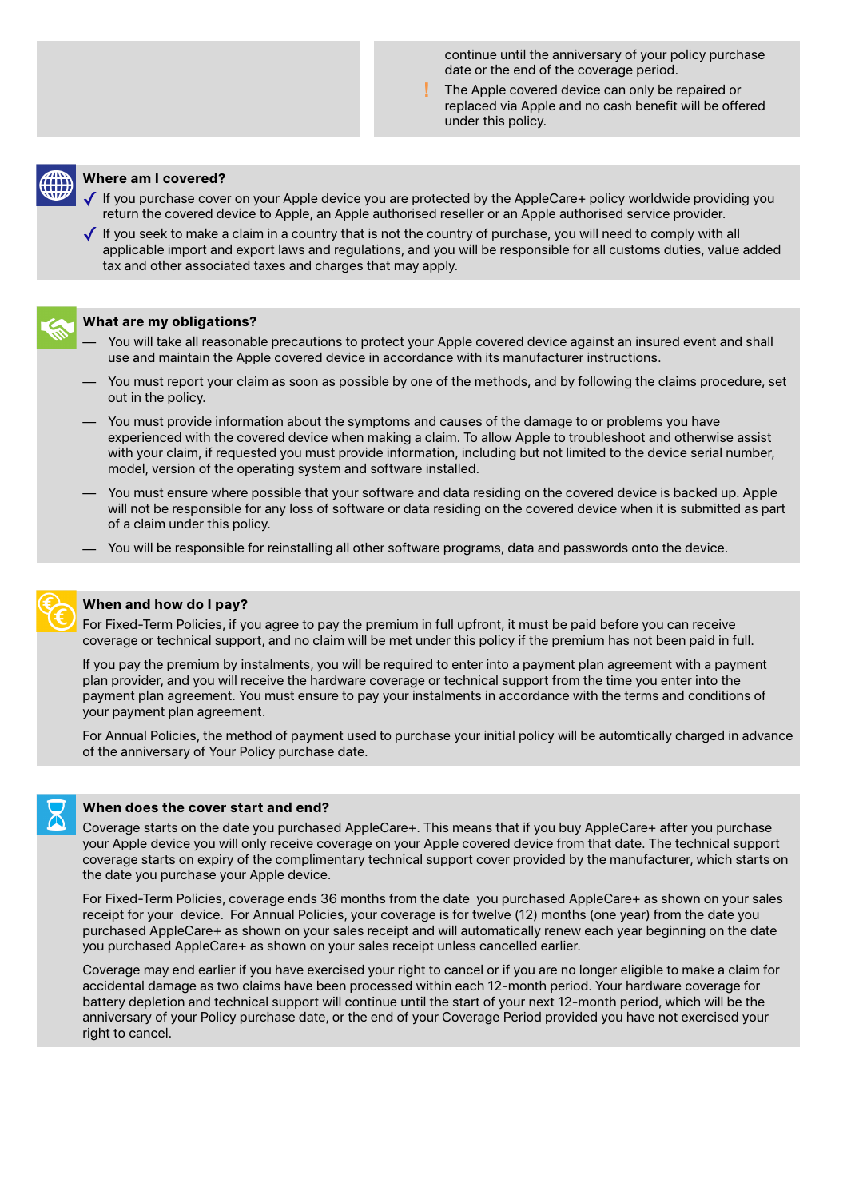continue until the anniversary of your policy purchase date or the end of the coverage period.

! The Apple covered device can only be repaired or replaced via Apple and no cash benefit will be offered under this policy.

## Where am I covered?

- ✓ If you purchase cover on your Apple device you are protected by the AppleCare+ policy worldwide providing you return the covered device to Apple, an Apple authorised reseller or an Apple authorised service provider.
- ✓ If you seek to make a claim in a country that is not the country of purchase, you will need to comply with all applicable import and export laws and regulations, and you will be responsible for all customs duties, value added tax and other associated taxes and charges that may apply.

## What are my obligations?

- You will take all reasonable precautions to protect your Apple covered device against an insured event and shall use and maintain the Apple covered device in accordance with its manufacturer instructions.
- You must report your claim as soon as possible by one of the methods, and by following the claims procedure, set out in the policy.
- You must provide information about the symptoms and causes of the damage to or problems you have experienced with the covered device when making a claim. To allow Apple to troubleshoot and otherwise assist with your claim, if requested you must provide information, including but not limited to the device serial number, model, version of the operating system and software installed.
- You must ensure where possible that your software and data residing on the covered device is backed up. Apple will not be responsible for any loss of software or data residing on the covered device when it is submitted as part of a claim under this policy.
- You will be responsible for reinstalling all other software programs, data and passwords onto the device.

## When and how do I pay?

For Fixed-Term Policies, if you agree to pay the premium in full upfront, it must be paid before you can receive coverage or technical support, and no claim will be met under this policy if the premium has not been paid in full.

If you pay the premium by instalments, you will be required to enter into a payment plan agreement with a payment plan provider, and you will receive the hardware coverage or technical support from the time you enter into the payment plan agreement. You must ensure to pay your instalments in accordance with the terms and conditions of your payment plan agreement.

For Annual Policies, the method of payment used to purchase your initial policy will be automtically charged in advance of the anniversary of Your Policy purchase date.

## When does the cover start and end?

Coverage starts on the date you purchased AppleCare+. This means that if you buy AppleCare+ after you purchase your Apple device you will only receive coverage on your Apple covered device from that date. The technical support coverage starts on expiry of the complimentary technical support cover provided by the manufacturer, which starts on the date you purchase your Apple device.

For Fixed-Term Policies, coverage ends 36 months from the date you purchased AppleCare+ as shown on your sales receipt for your device. For Annual Policies, your coverage is for twelve (12) months (one year) from the date you purchased AppleCare+ as shown on your sales receipt and will automatically renew each year beginning on the date you purchased AppleCare+ as shown on your sales receipt unless cancelled earlier.

Coverage may end earlier if you have exercised your right to cancel or if you are no longer eligible to make a claim for accidental damage as two claims have been processed within each 12-month period. Your hardware coverage for battery depletion and technical support will continue until the start of your next 12-month period, which will be the anniversary of your Policy purchase date, or the end of your Coverage Period provided you have not exercised your right to cancel.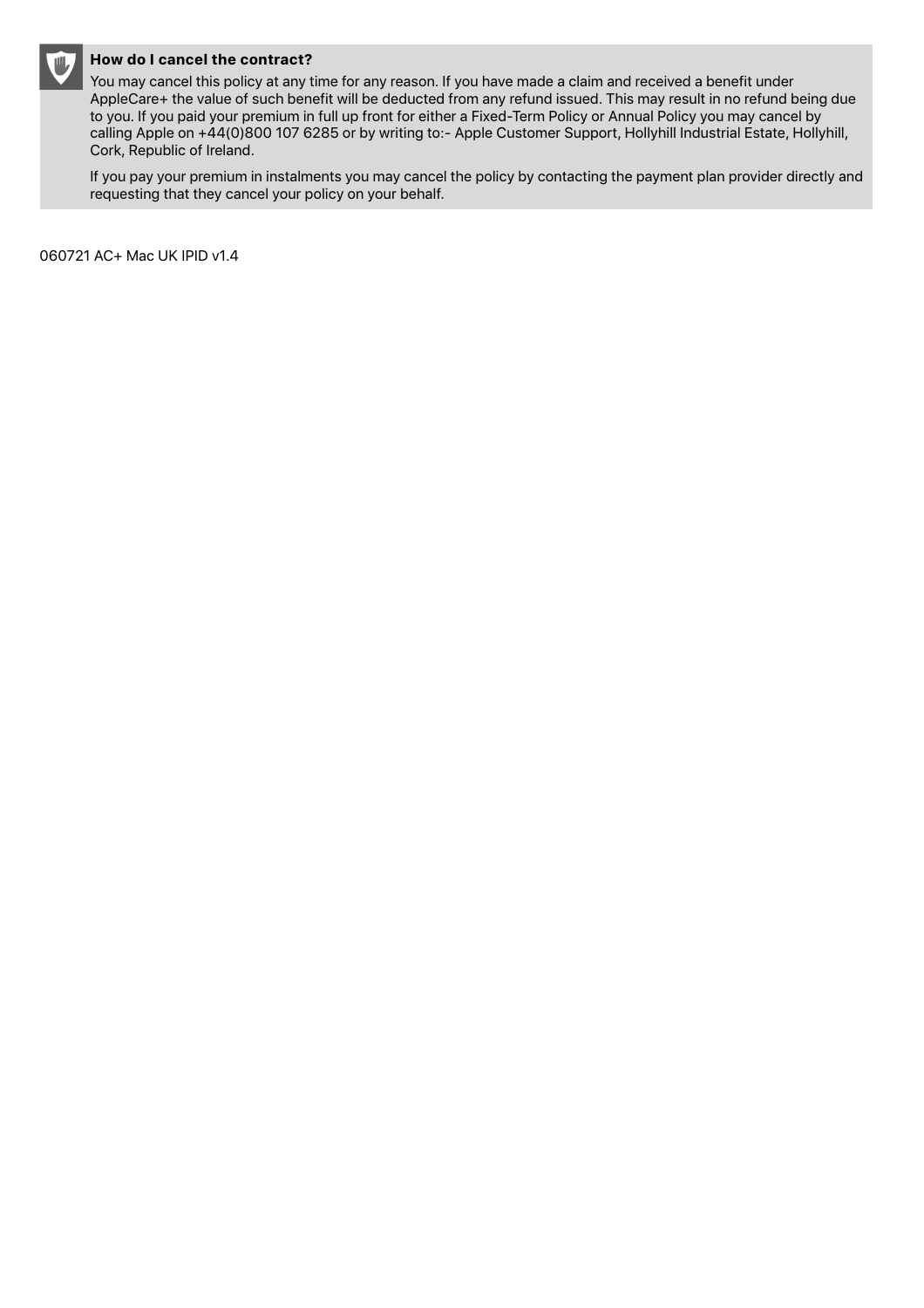### How do I cancel the contract?

You may cancel this policy at any time for any reason. If you have made a claim and received a benefit under AppleCare+ the value of such benefit will be deducted from any refund issued. This may result in no refund being due to you. If you paid your premium in full up front for either a Fixed-Term Policy or Annual Policy you may cancel by calling Apple on +44(0)800 107 6285 or by writing to:- Apple Customer Support, Hollyhill Industrial Estate, Hollyhill, Cork, Republic of Ireland.

If you pay your premium in instalments you may cancel the policy by contacting the payment plan provider directly and requesting that they cancel your policy on your behalf.

060721 AC+ Mac UK IPID v1.4